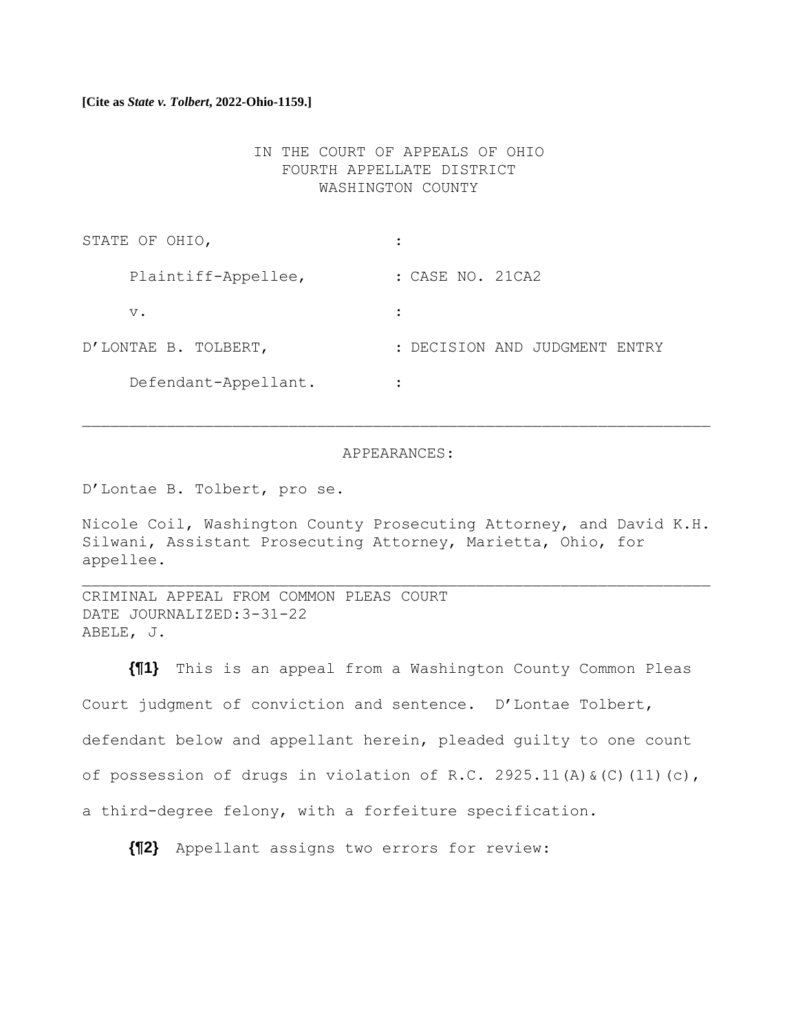**[Cite as *State v. Tolbert*, 2022-Ohio-1159.]**

IN THE COURT OF APPEALS OF OHIO
FOURTH APPELLATE DISTRICT
WASHINGTON COUNTY

| | |
|---|---|
| STATE OF OHIO, | : |
| Plaintiff-Appellee, | : CASE NO. 21CA2 |
| v. | : |
| D'LONTAE B. TOLBERT, | : DECISION AND JUDGMENT ENTRY |
| Defendant-Appellant. | : |

---

APPEARANCES:

D'Lontae B. Tolbert, pro se.

Nicole Coil, Washington County Prosecuting Attorney, and David K.H. Silwani, Assistant Prosecuting Attorney, Marietta, Ohio, for appellee.

---

CRIMINAL APPEAL FROM COMMON PLEAS COURT
DATE JOURNALIZED:3-31-22
ABELE, J.

**{¶1}** This is an appeal from a Washington County Common Pleas Court judgment of conviction and sentence. D'Lontae Tolbert, defendant below and appellant herein, pleaded guilty to one count of possession of drugs in violation of R.C. 2925.11(A)&(C)(11)(c), a third-degree felony, with a forfeiture specification.

**{¶2}** Appellant assigns two errors for review: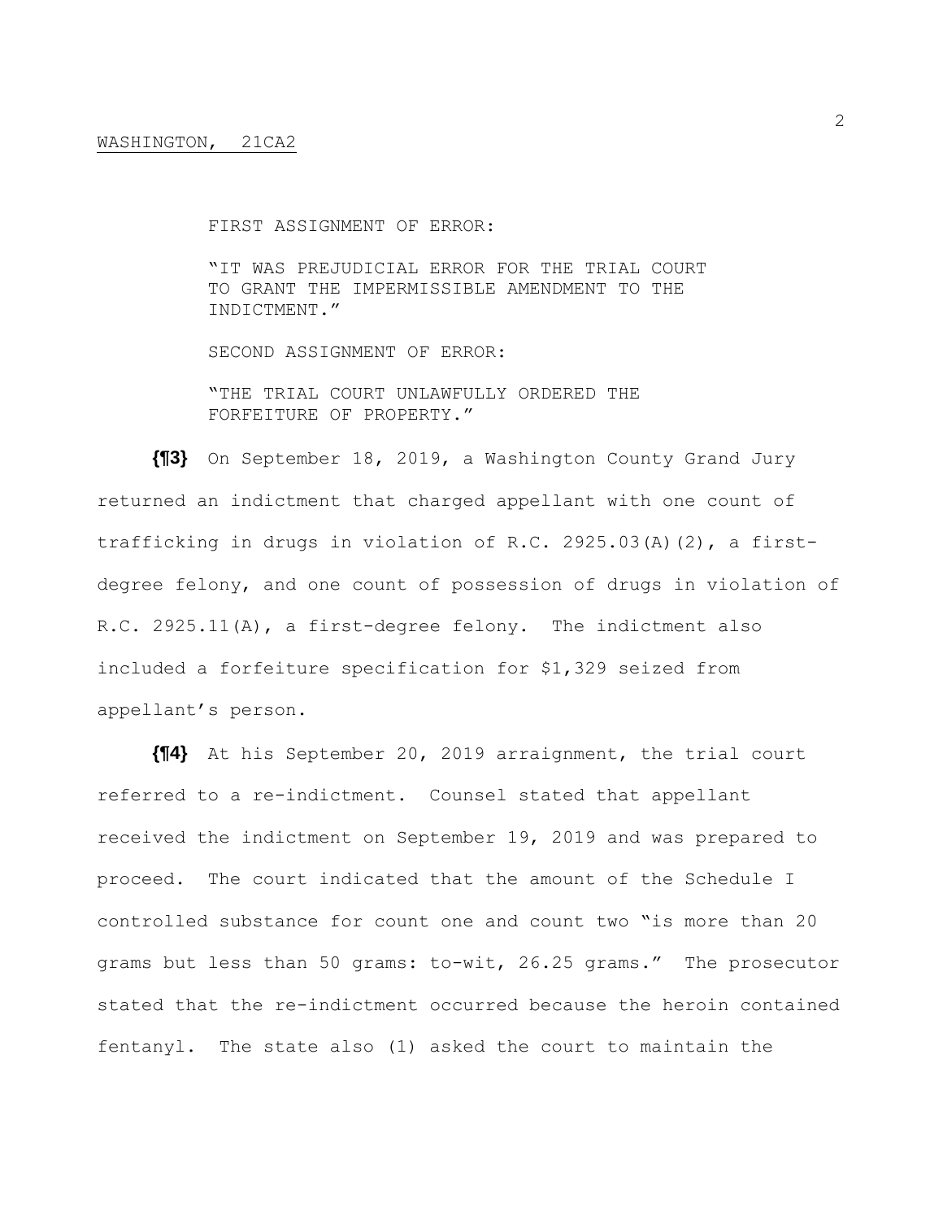FIRST ASSIGNMENT OF ERROR:

"IT WAS PREJUDICIAL ERROR FOR THE TRIAL COURT TO GRANT THE IMPERMISSIBLE AMENDMENT TO THE INDICTMENT."

SECOND ASSIGNMENT OF ERROR:

"THE TRIAL COURT UNLAWFULLY ORDERED THE FORFEITURE OF PROPERTY."

**{¶3}** On September 18, 2019, a Washington County Grand Jury returned an indictment that charged appellant with one count of trafficking in drugs in violation of R.C. 2925.03(A)(2), a first-degree felony, and one count of possession of drugs in violation of R.C. 2925.11(A), a first-degree felony. The indictment also included a forfeiture specification for $1,329 seized from appellant's person.

**{¶4}** At his September 20, 2019 arraignment, the trial court referred to a re-indictment. Counsel stated that appellant received the indictment on September 19, 2019 and was prepared to proceed. The court indicated that the amount of the Schedule I controlled substance for count one and count two "is more than 20 grams but less than 50 grams: to-wit, 26.25 grams." The prosecutor stated that the re-indictment occurred because the heroin contained fentanyl. The state also (1) asked the court to maintain the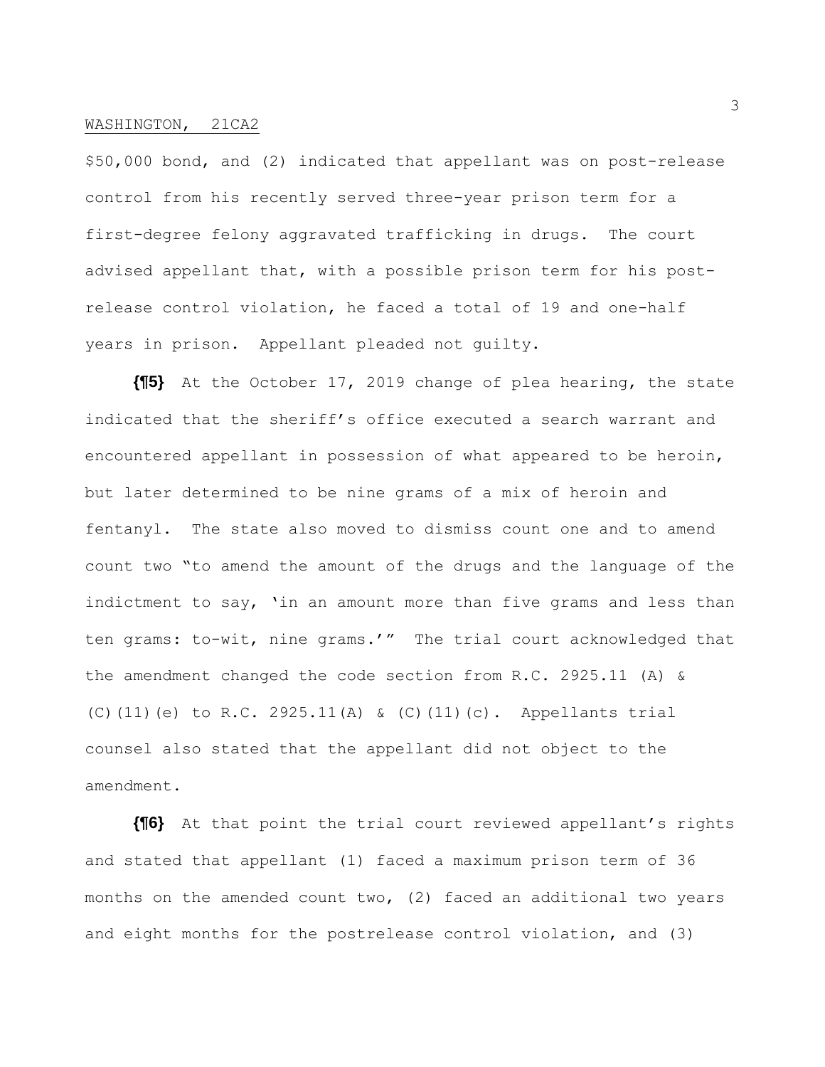$50,000 bond, and (2) indicated that appellant was on post-release control from his recently served three-year prison term for a first-degree felony aggravated trafficking in drugs. The court advised appellant that, with a possible prison term for his post-release control violation, he faced a total of 19 and one-half years in prison. Appellant pleaded not guilty.

**{¶5}** At the October 17, 2019 change of plea hearing, the state indicated that the sheriff's office executed a search warrant and encountered appellant in possession of what appeared to be heroin, but later determined to be nine grams of a mix of heroin and fentanyl. The state also moved to dismiss count one and to amend count two "to amend the amount of the drugs and the language of the indictment to say, 'in an amount more than five grams and less than ten grams: to-wit, nine grams.'" The trial court acknowledged that the amendment changed the code section from R.C. 2925.11 (A) & (C)(11)(e) to R.C. 2925.11(A) & (C)(11)(c). Appellants trial counsel also stated that the appellant did not object to the amendment.

**{¶6}** At that point the trial court reviewed appellant's rights and stated that appellant (1) faced a maximum prison term of 36 months on the amended count two, (2) faced an additional two years and eight months for the postrelease control violation, and (3)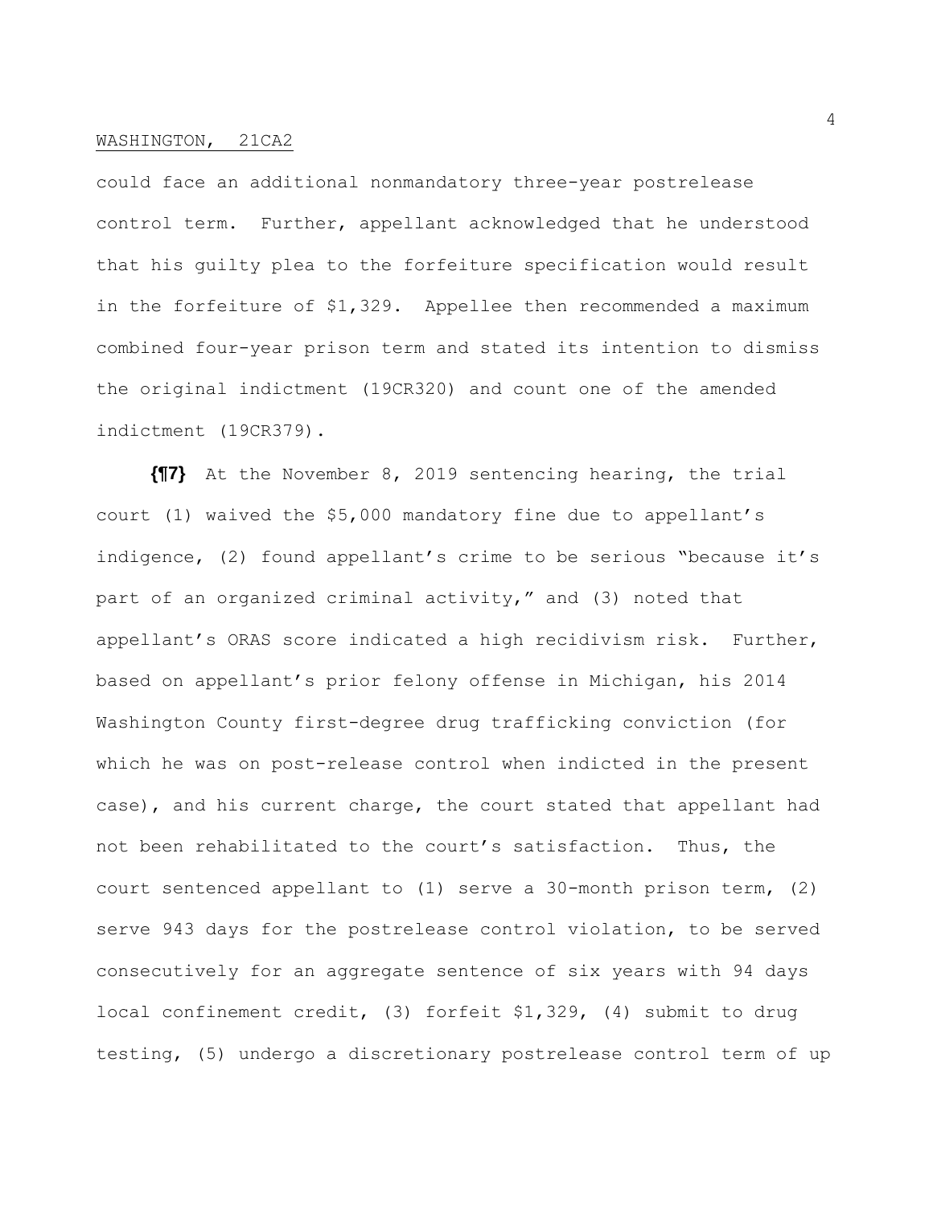could face an additional nonmandatory three-year postrelease control term. Further, appellant acknowledged that he understood that his guilty plea to the forfeiture specification would result in the forfeiture of $1,329. Appellee then recommended a maximum combined four-year prison term and stated its intention to dismiss the original indictment (19CR320) and count one of the amended indictment (19CR379).

**{¶7}** At the November 8, 2019 sentencing hearing, the trial court (1) waived the $5,000 mandatory fine due to appellant's indigence, (2) found appellant's crime to be serious "because it's part of an organized criminal activity," and (3) noted that appellant's ORAS score indicated a high recidivism risk. Further, based on appellant's prior felony offense in Michigan, his 2014 Washington County first-degree drug trafficking conviction (for which he was on post-release control when indicted in the present case), and his current charge, the court stated that appellant had not been rehabilitated to the court's satisfaction. Thus, the court sentenced appellant to (1) serve a 30-month prison term, (2) serve 943 days for the postrelease control violation, to be served consecutively for an aggregate sentence of six years with 94 days local confinement credit, (3) forfeit $1,329, (4) submit to drug testing, (5) undergo a discretionary postrelease control term of up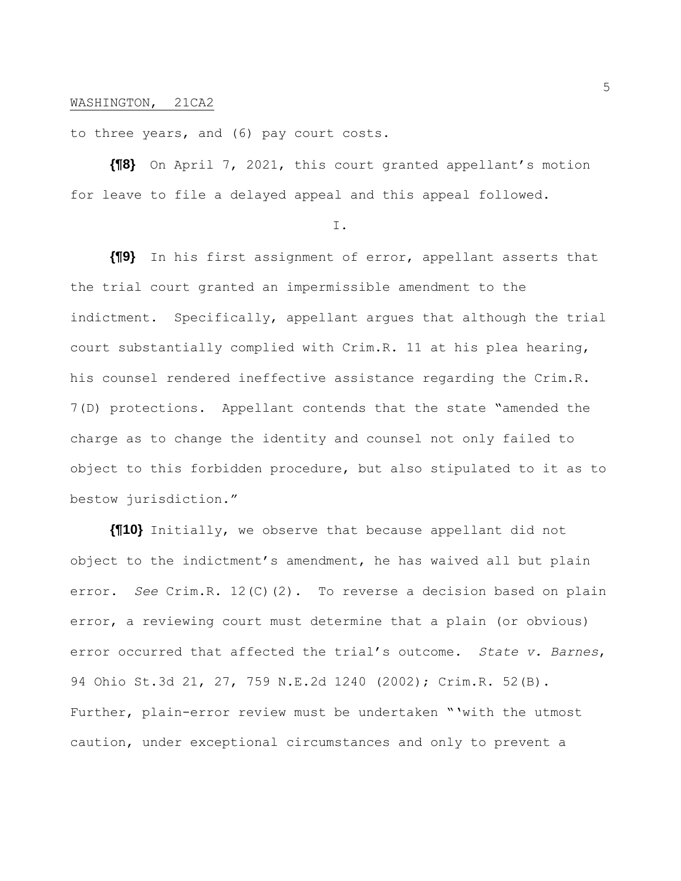to three years, and (6) pay court costs.

**{¶8}** On April 7, 2021, this court granted appellant's motion for leave to file a delayed appeal and this appeal followed.

I.

**{¶9}** In his first assignment of error, appellant asserts that the trial court granted an impermissible amendment to the indictment. Specifically, appellant argues that although the trial court substantially complied with Crim.R. 11 at his plea hearing, his counsel rendered ineffective assistance regarding the Crim.R. 7(D) protections. Appellant contends that the state "amended the charge as to change the identity and counsel not only failed to object to this forbidden procedure, but also stipulated to it as to bestow jurisdiction."

**{¶10}** Initially, we observe that because appellant did not object to the indictment's amendment, he has waived all but plain error. *See* Crim.R. 12(C)(2). To reverse a decision based on plain error, a reviewing court must determine that a plain (or obvious) error occurred that affected the trial's outcome. *State v. Barnes*, 94 Ohio St.3d 21, 27, 759 N.E.2d 1240 (2002); Crim.R. 52(B). Further, plain-error review must be undertaken "'with the utmost caution, under exceptional circumstances and only to prevent a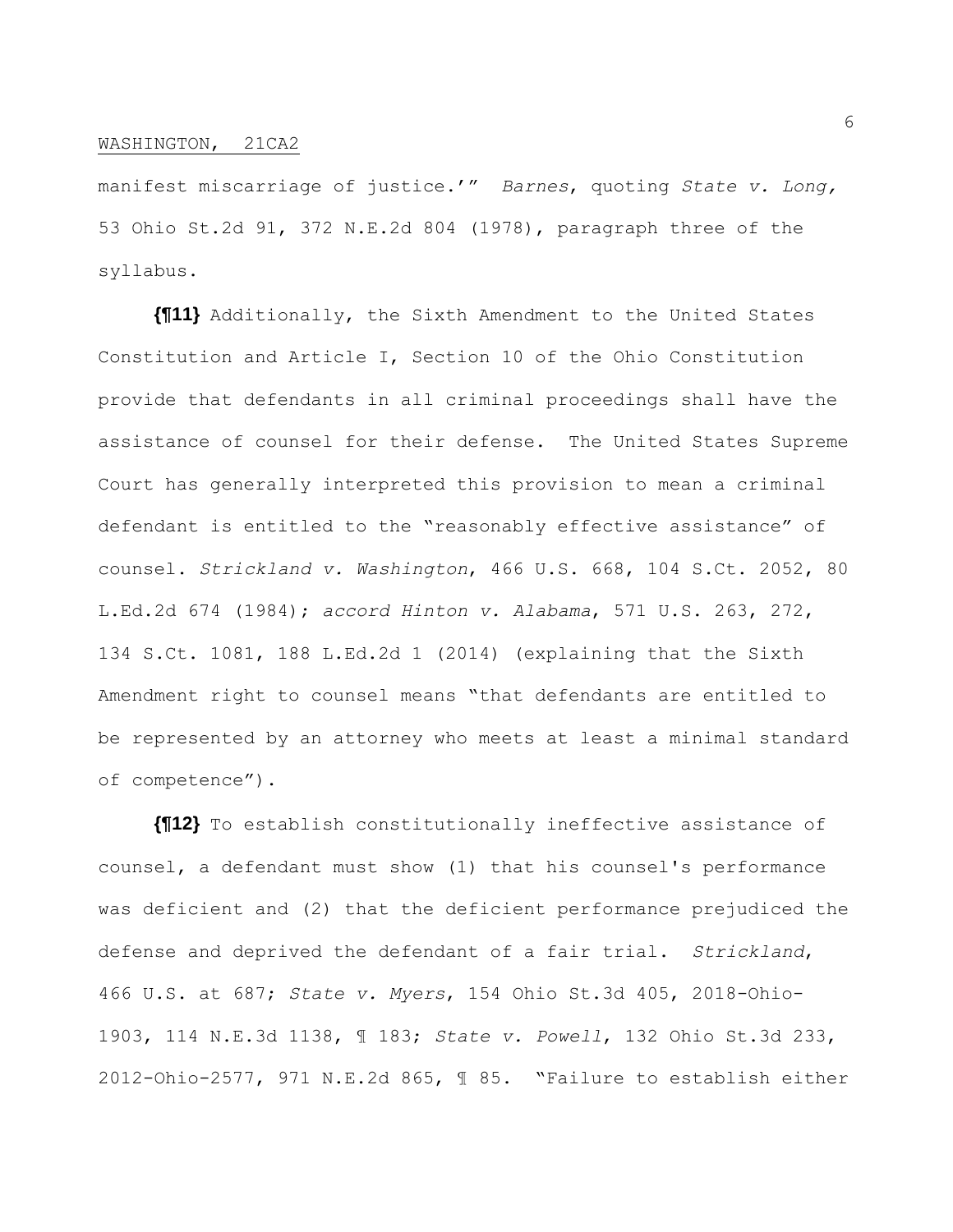manifest miscarriage of justice.'" *Barnes*, quoting *State v. Long,* 53 Ohio St.2d 91, 372 N.E.2d 804 (1978), paragraph three of the syllabus.

**{¶11}** Additionally, the Sixth Amendment to the United States Constitution and Article I, Section 10 of the Ohio Constitution provide that defendants in all criminal proceedings shall have the assistance of counsel for their defense. The United States Supreme Court has generally interpreted this provision to mean a criminal defendant is entitled to the "reasonably effective assistance" of counsel. *Strickland v. Washington*, 466 U.S. 668, 104 S.Ct. 2052, 80 L.Ed.2d 674 (1984); *accord Hinton v. Alabama*, 571 U.S. 263, 272, 134 S.Ct. 1081, 188 L.Ed.2d 1 (2014) (explaining that the Sixth Amendment right to counsel means "that defendants are entitled to be represented by an attorney who meets at least a minimal standard of competence").

**{¶12}** To establish constitutionally ineffective assistance of counsel, a defendant must show (1) that his counsel's performance was deficient and (2) that the deficient performance prejudiced the defense and deprived the defendant of a fair trial. *Strickland*, 466 U.S. at 687; *State v. Myers*, 154 Ohio St.3d 405, 2018-Ohio-1903, 114 N.E.3d 1138, ¶ 183; *State v. Powell*, 132 Ohio St.3d 233, 2012-Ohio-2577, 971 N.E.2d 865, ¶ 85. "Failure to establish either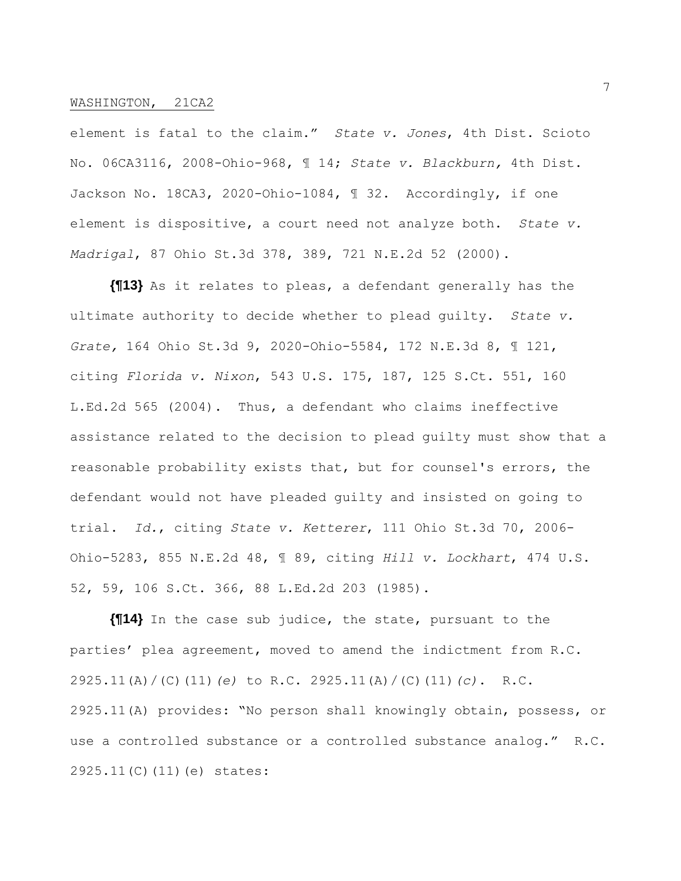element is fatal to the claim." *State v. Jones*, 4th Dist. Scioto No. 06CA3116, 2008-Ohio-968, ¶ 14; *State v. Blackburn,* 4th Dist. Jackson No. 18CA3, 2020-Ohio-1084, ¶ 32. Accordingly, if one element is dispositive, a court need not analyze both. *State v. Madrigal*, 87 Ohio St.3d 378, 389, 721 N.E.2d 52 (2000).

**{¶13}** As it relates to pleas, a defendant generally has the ultimate authority to decide whether to plead guilty. *State v. Grate,* 164 Ohio St.3d 9, 2020-Ohio-5584, 172 N.E.3d 8, ¶ 121, citing *Florida v. Nixon*, 543 U.S. 175, 187, 125 S.Ct. 551, 160 L.Ed.2d 565 (2004). Thus, a defendant who claims ineffective assistance related to the decision to plead guilty must show that a reasonable probability exists that, but for counsel's errors, the defendant would not have pleaded guilty and insisted on going to trial. *Id.*, citing *State v. Ketterer*, 111 Ohio St.3d 70, 2006-Ohio-5283, 855 N.E.2d 48, ¶ 89, citing *Hill v. Lockhart*, 474 U.S. 52, 59, 106 S.Ct. 366, 88 L.Ed.2d 203 (1985).

**{¶14}** In the case sub judice, the state, pursuant to the parties' plea agreement, moved to amend the indictment from R.C. 2925.11(A)/(C)(11)*(e)* to R.C. 2925.11(A)/(C)(11)*(c)*. R.C. 2925.11(A) provides: "No person shall knowingly obtain, possess, or use a controlled substance or a controlled substance analog." R.C. 2925.11(C)(11)(e) states: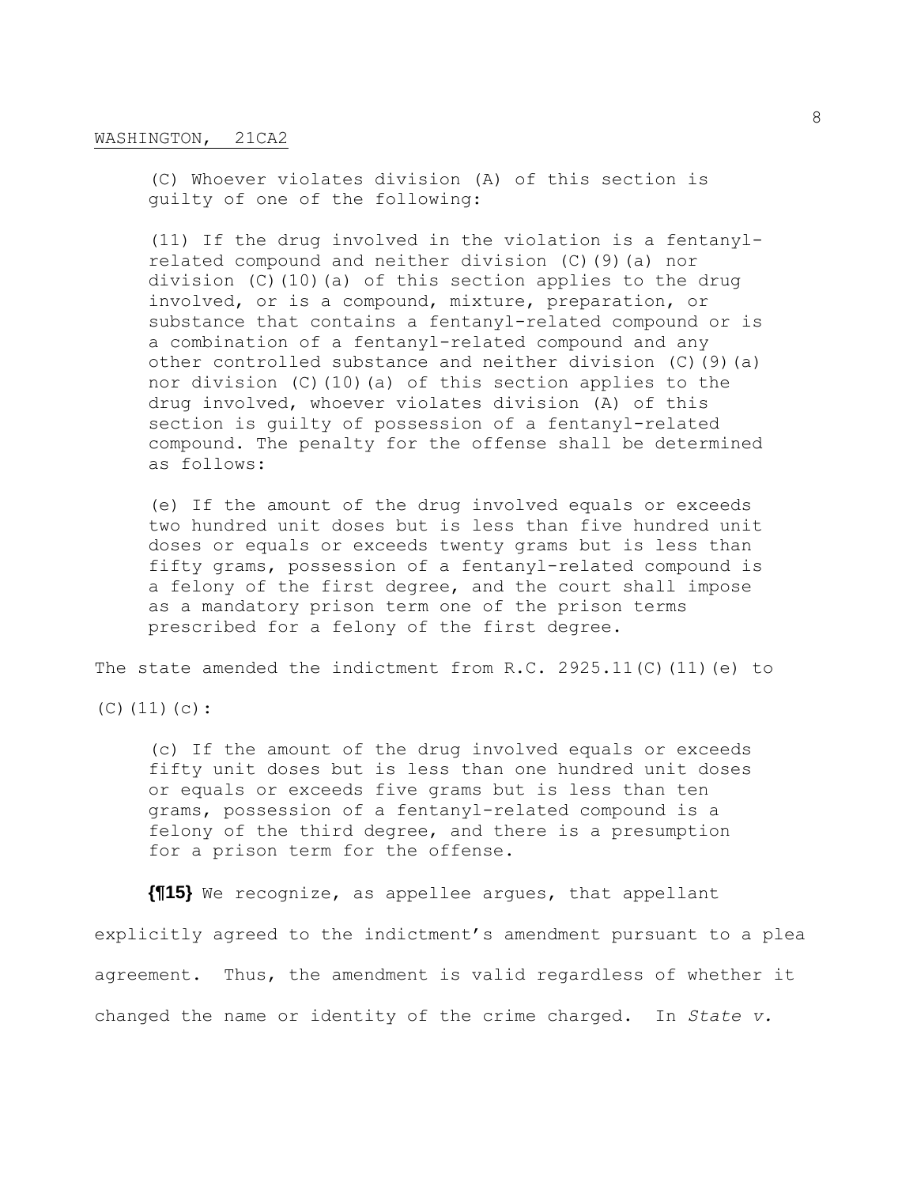> (C) Whoever violates division (A) of this section is guilty of one of the following:
>
> (11) If the drug involved in the violation is a fentanyl-related compound and neither division (C)(9)(a) nor division (C)(10)(a) of this section applies to the drug involved, or is a compound, mixture, preparation, or substance that contains a fentanyl-related compound or is a combination of a fentanyl-related compound and any other controlled substance and neither division (C)(9)(a) nor division (C)(10)(a) of this section applies to the drug involved, whoever violates division (A) of this section is guilty of possession of a fentanyl-related compound. The penalty for the offense shall be determined as follows:
>
> (e) If the amount of the drug involved equals or exceeds two hundred unit doses but is less than five hundred unit doses or equals or exceeds twenty grams but is less than fifty grams, possession of a fentanyl-related compound is a felony of the first degree, and the court shall impose as a mandatory prison term one of the prison terms prescribed for a felony of the first degree.

The state amended the indictment from R.C. 2925.11(C)(11)(e) to (C)(11)(c):

> (c) If the amount of the drug involved equals or exceeds fifty unit doses but is less than one hundred unit doses or equals or exceeds five grams but is less than ten grams, possession of a fentanyl-related compound is a felony of the third degree, and there is a presumption for a prison term for the offense.

**{¶15}** We recognize, as appellee argues, that appellant explicitly agreed to the indictment's amendment pursuant to a plea agreement. Thus, the amendment is valid regardless of whether it changed the name or identity of the crime charged. In *State v.*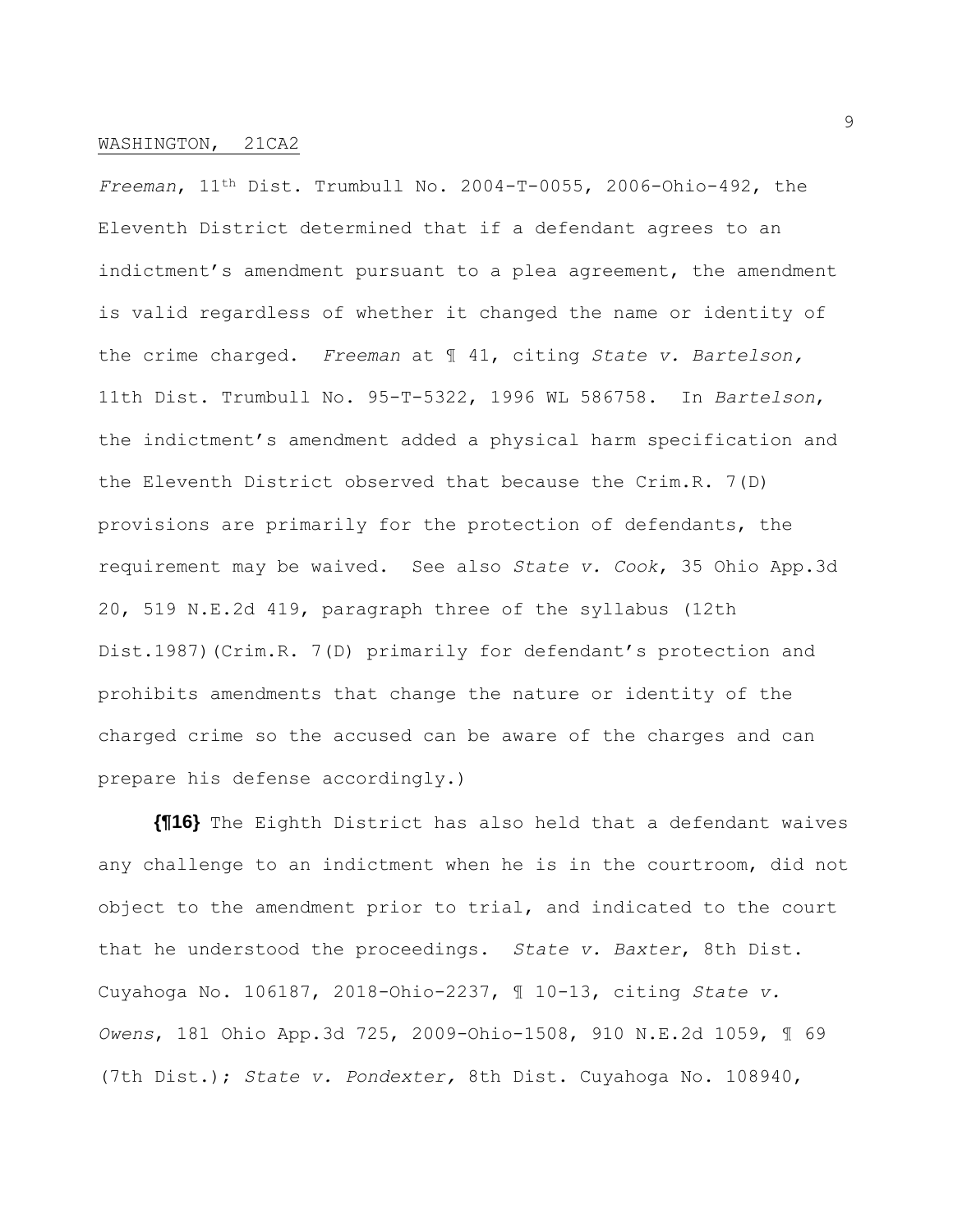*Freeman*, 11th Dist. Trumbull No. 2004-T-0055, 2006-Ohio-492, the Eleventh District determined that if a defendant agrees to an indictment's amendment pursuant to a plea agreement, the amendment is valid regardless of whether it changed the name or identity of the crime charged. *Freeman* at ¶ 41, citing *State v. Bartelson,* 11th Dist. Trumbull No. 95-T-5322, 1996 WL 586758. In *Bartelson*, the indictment's amendment added a physical harm specification and the Eleventh District observed that because the Crim.R. 7(D) provisions are primarily for the protection of defendants, the requirement may be waived. See also *State v. Cook*, 35 Ohio App.3d 20, 519 N.E.2d 419, paragraph three of the syllabus (12th Dist.1987)(Crim.R. 7(D) primarily for defendant's protection and prohibits amendments that change the nature or identity of the charged crime so the accused can be aware of the charges and can prepare his defense accordingly.)

**{¶16}** The Eighth District has also held that a defendant waives any challenge to an indictment when he is in the courtroom, did not object to the amendment prior to trial, and indicated to the court that he understood the proceedings. *State v. Baxter*, 8th Dist. Cuyahoga No. 106187, 2018-Ohio-2237, ¶ 10-13, citing *State v. Owens*, 181 Ohio App.3d 725, 2009-Ohio-1508, 910 N.E.2d 1059, ¶ 69 (7th Dist.); *State v. Pondexter,* 8th Dist. Cuyahoga No. 108940,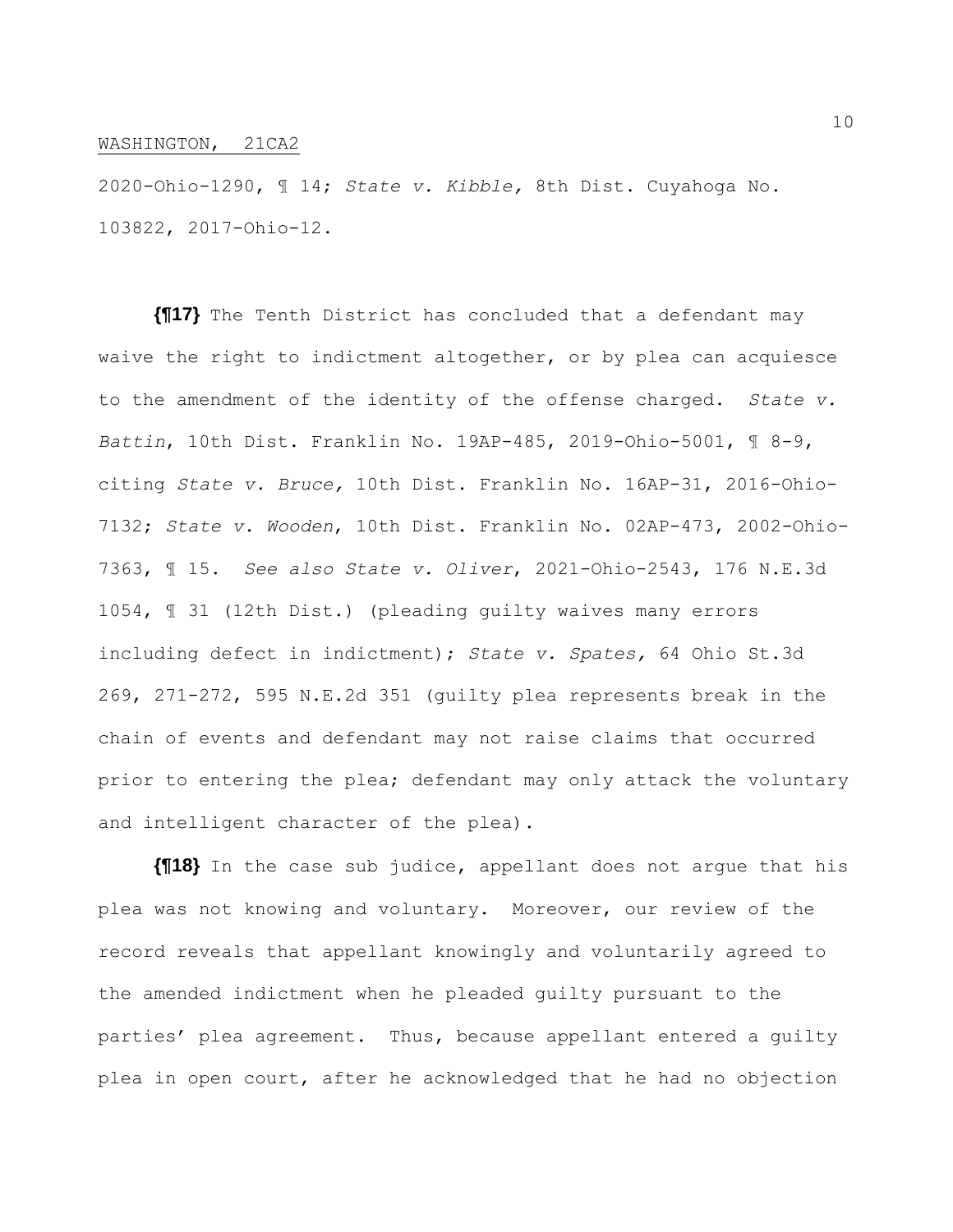2020-Ohio-1290, ¶ 14; *State v. Kibble,* 8th Dist. Cuyahoga No. 103822, 2017-Ohio-12.

**{¶17}** The Tenth District has concluded that a defendant may waive the right to indictment altogether, or by plea can acquiesce to the amendment of the identity of the offense charged. *State v. Battin*, 10th Dist. Franklin No. 19AP-485, 2019-Ohio-5001, ¶ 8-9, citing *State v. Bruce,* 10th Dist. Franklin No. 16AP-31, 2016-Ohio-7132; *State v. Wooden*, 10th Dist. Franklin No. 02AP-473, 2002-Ohio-7363, ¶ 15. *See also State v. Oliver*, 2021-Ohio-2543, 176 N.E.3d 1054, ¶ 31 (12th Dist.) (pleading guilty waives many errors including defect in indictment); *State v. Spates,* 64 Ohio St.3d 269, 271-272, 595 N.E.2d 351 (guilty plea represents break in the chain of events and defendant may not raise claims that occurred prior to entering the plea; defendant may only attack the voluntary and intelligent character of the plea).

**{¶18}** In the case sub judice, appellant does not argue that his plea was not knowing and voluntary. Moreover, our review of the record reveals that appellant knowingly and voluntarily agreed to the amended indictment when he pleaded guilty pursuant to the parties' plea agreement. Thus, because appellant entered a guilty plea in open court, after he acknowledged that he had no objection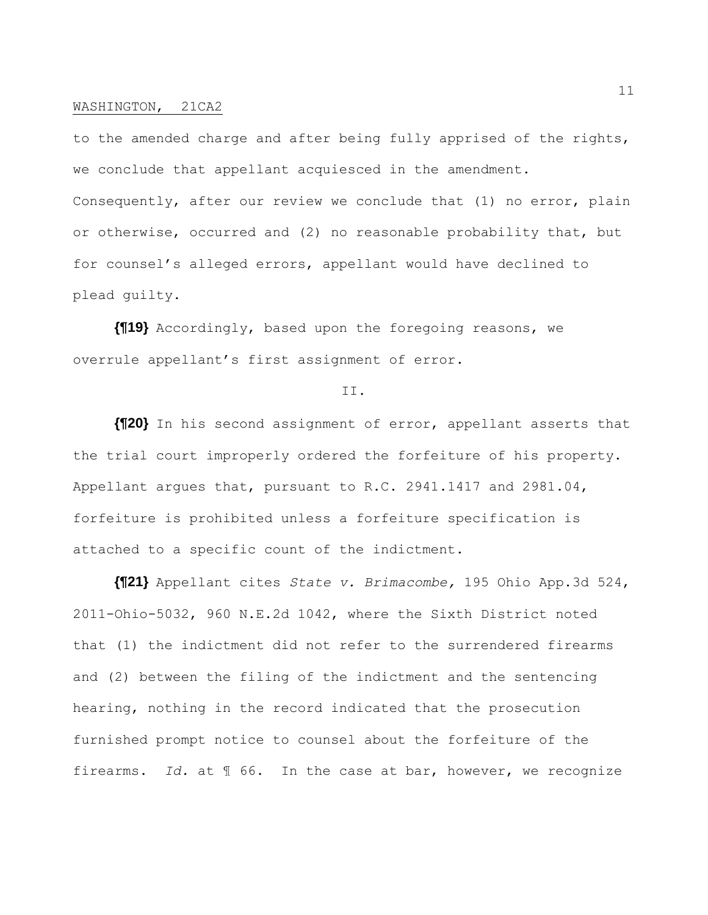to the amended charge and after being fully apprised of the rights, we conclude that appellant acquiesced in the amendment. Consequently, after our review we conclude that (1) no error, plain or otherwise, occurred and (2) no reasonable probability that, but for counsel's alleged errors, appellant would have declined to plead guilty.

**{¶19}** Accordingly, based upon the foregoing reasons, we overrule appellant's first assignment of error.

II.

**{¶20}** In his second assignment of error, appellant asserts that the trial court improperly ordered the forfeiture of his property. Appellant argues that, pursuant to R.C. 2941.1417 and 2981.04, forfeiture is prohibited unless a forfeiture specification is attached to a specific count of the indictment.

**{¶21}** Appellant cites *State v. Brimacombe,* 195 Ohio App.3d 524, 2011-Ohio-5032, 960 N.E.2d 1042, where the Sixth District noted that (1) the indictment did not refer to the surrendered firearms and (2) between the filing of the indictment and the sentencing hearing, nothing in the record indicated that the prosecution furnished prompt notice to counsel about the forfeiture of the firearms. *Id.* at ¶ 66. In the case at bar, however, we recognize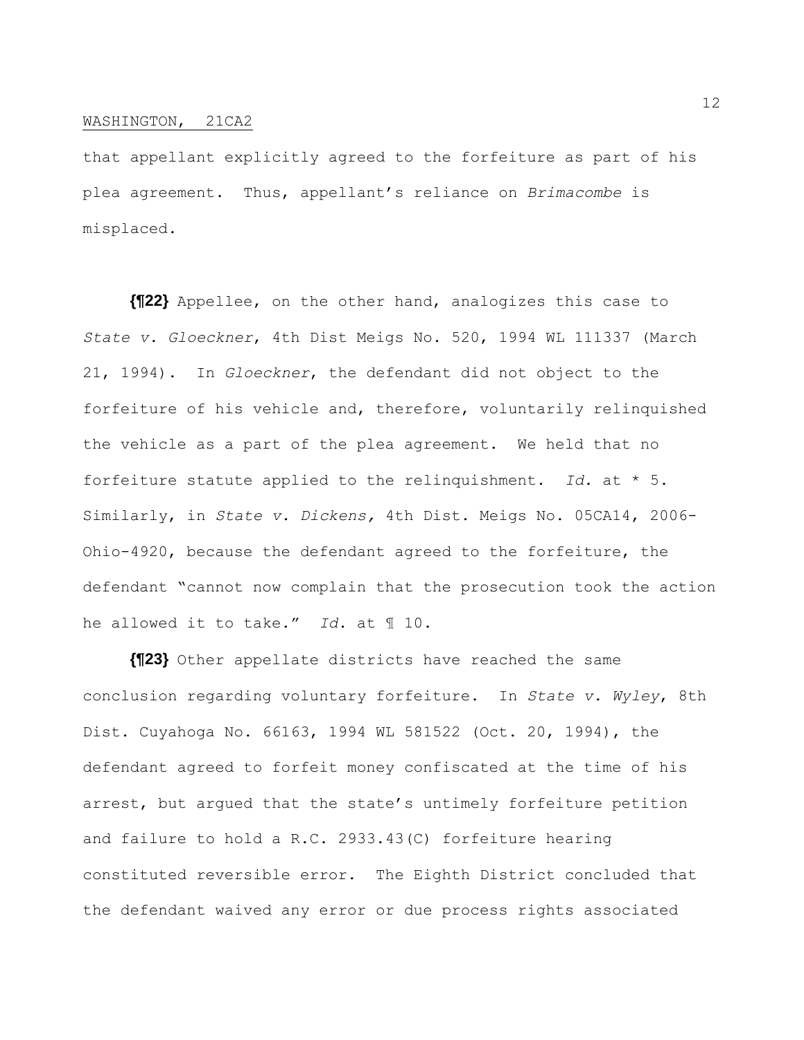that appellant explicitly agreed to the forfeiture as part of his plea agreement. Thus, appellant's reliance on *Brimacombe* is misplaced.

**{¶22}** Appellee, on the other hand, analogizes this case to *State v. Gloeckner*, 4th Dist Meigs No. 520, 1994 WL 111337 (March 21, 1994). In *Gloeckner*, the defendant did not object to the forfeiture of his vehicle and, therefore, voluntarily relinquished the vehicle as a part of the plea agreement. We held that no forfeiture statute applied to the relinquishment. *Id.* at * 5. Similarly, in *State v. Dickens,* 4th Dist. Meigs No. 05CA14, 2006-Ohio-4920, because the defendant agreed to the forfeiture, the defendant "cannot now complain that the prosecution took the action he allowed it to take." *Id.* at ¶ 10.

**{¶23}** Other appellate districts have reached the same conclusion regarding voluntary forfeiture. In *State v. Wyley*, 8th Dist. Cuyahoga No. 66163, 1994 WL 581522 (Oct. 20, 1994), the defendant agreed to forfeit money confiscated at the time of his arrest, but argued that the state's untimely forfeiture petition and failure to hold a R.C. 2933.43(C) forfeiture hearing constituted reversible error. The Eighth District concluded that the defendant waived any error or due process rights associated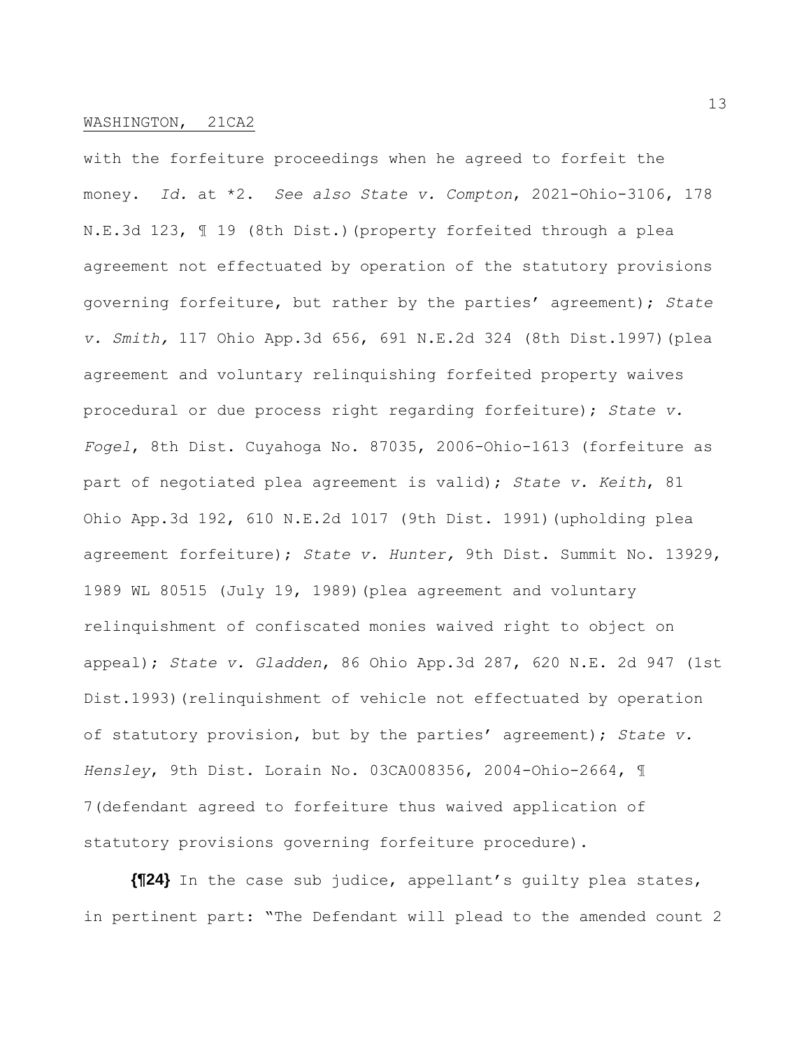with the forfeiture proceedings when he agreed to forfeit the money. *Id.* at *2. *See also State v. Compton*, 2021-Ohio-3106, 178 N.E.3d 123, ¶ 19 (8th Dist.)(property forfeited through a plea agreement not effectuated by operation of the statutory provisions governing forfeiture, but rather by the parties' agreement); *State v. Smith,* 117 Ohio App.3d 656, 691 N.E.2d 324 (8th Dist.1997)(plea agreement and voluntary relinquishing forfeited property waives procedural or due process right regarding forfeiture); *State v. Fogel*, 8th Dist. Cuyahoga No. 87035, 2006-Ohio-1613 (forfeiture as part of negotiated plea agreement is valid); *State v. Keith*, 81 Ohio App.3d 192, 610 N.E.2d 1017 (9th Dist. 1991)(upholding plea agreement forfeiture); *State v. Hunter,* 9th Dist. Summit No. 13929, 1989 WL 80515 (July 19, 1989)(plea agreement and voluntary relinquishment of confiscated monies waived right to object on appeal); *State v. Gladden*, 86 Ohio App.3d 287, 620 N.E. 2d 947 (1st Dist.1993)(relinquishment of vehicle not effectuated by operation of statutory provision, but by the parties' agreement); *State v. Hensley*, 9th Dist. Lorain No. 03CA008356, 2004-Ohio-2664, ¶ 7(defendant agreed to forfeiture thus waived application of statutory provisions governing forfeiture procedure).

**{¶24}** In the case sub judice, appellant's guilty plea states, in pertinent part: "The Defendant will plead to the amended count 2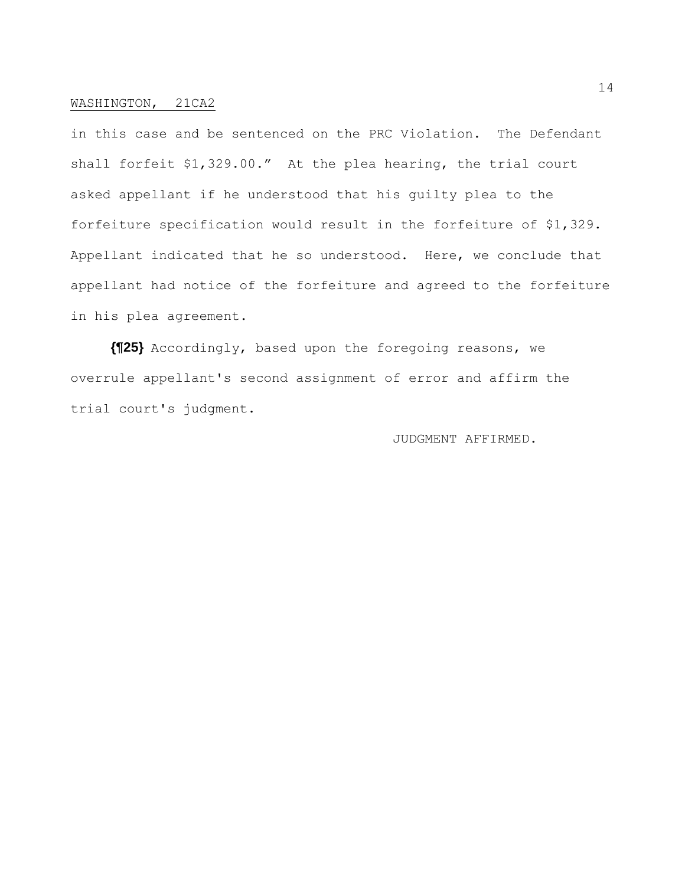in this case and be sentenced on the PRC Violation. The Defendant shall forfeit $1,329.00." At the plea hearing, the trial court asked appellant if he understood that his guilty plea to the forfeiture specification would result in the forfeiture of $1,329. Appellant indicated that he so understood. Here, we conclude that appellant had notice of the forfeiture and agreed to the forfeiture in his plea agreement.

**{¶25}** Accordingly, based upon the foregoing reasons, we overrule appellant's second assignment of error and affirm the trial court's judgment.

JUDGMENT AFFIRMED.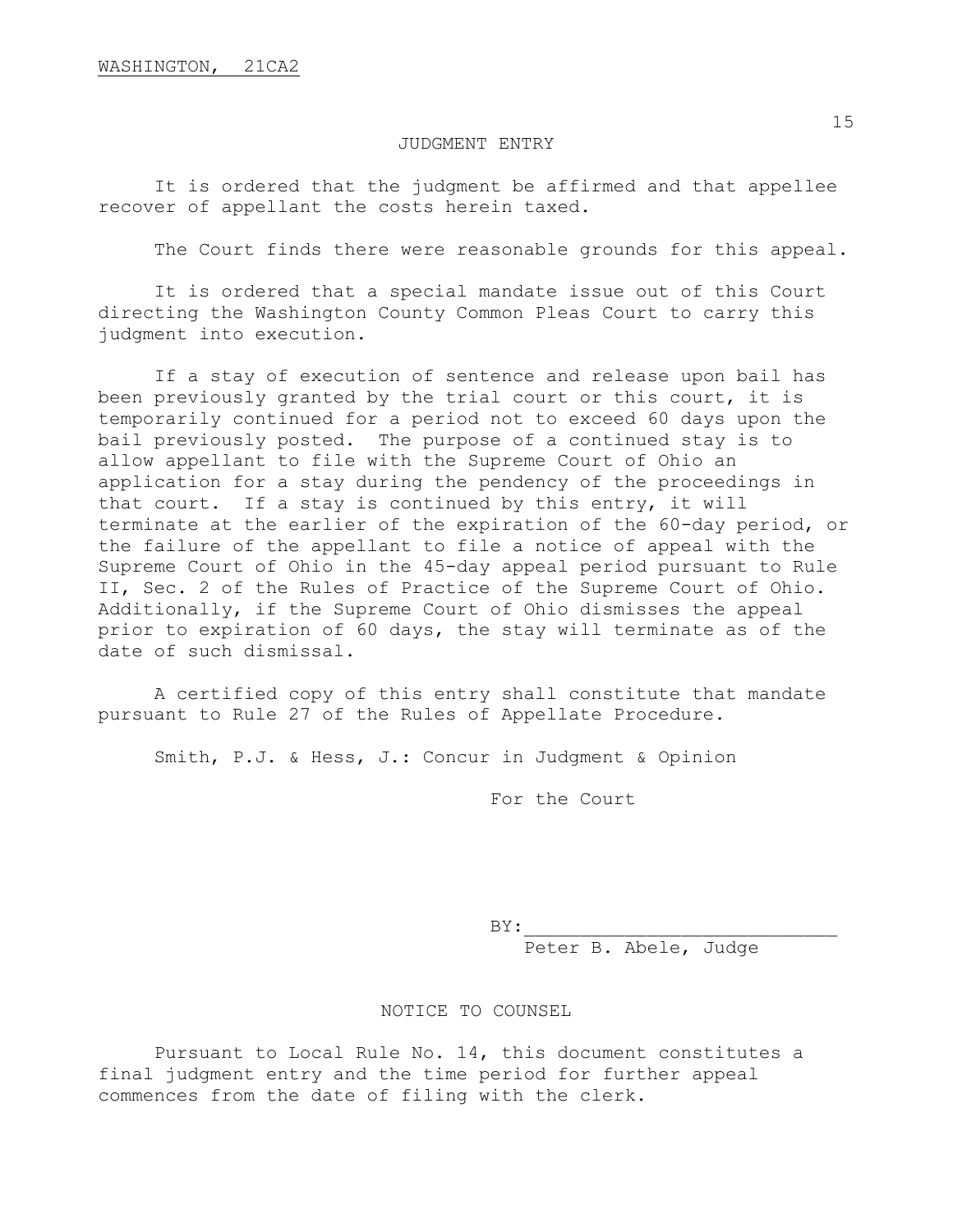# JUDGMENT ENTRY

It is ordered that the judgment be affirmed and that appellee recover of appellant the costs herein taxed.

The Court finds there were reasonable grounds for this appeal.

It is ordered that a special mandate issue out of this Court directing the Washington County Common Pleas Court to carry this judgment into execution.

If a stay of execution of sentence and release upon bail has been previously granted by the trial court or this court, it is temporarily continued for a period not to exceed 60 days upon the bail previously posted. The purpose of a continued stay is to allow appellant to file with the Supreme Court of Ohio an application for a stay during the pendency of the proceedings in that court. If a stay is continued by this entry, it will terminate at the earlier of the expiration of the 60-day period, or the failure of the appellant to file a notice of appeal with the Supreme Court of Ohio in the 45-day appeal period pursuant to Rule II, Sec. 2 of the Rules of Practice of the Supreme Court of Ohio. Additionally, if the Supreme Court of Ohio dismisses the appeal prior to expiration of 60 days, the stay will terminate as of the date of such dismissal.

A certified copy of this entry shall constitute that mandate pursuant to Rule 27 of the Rules of Appellate Procedure.

Smith, P.J. & Hess, J.: Concur in Judgment & Opinion

For the Court

BY:\_\_\_\_\_\_\_\_\_\_\_\_\_\_\_\_\_\_\_\_\_\_\_\_\_\_\_\_
Peter B. Abele, Judge

## NOTICE TO COUNSEL

Pursuant to Local Rule No. 14, this document constitutes a final judgment entry and the time period for further appeal commences from the date of filing with the clerk.